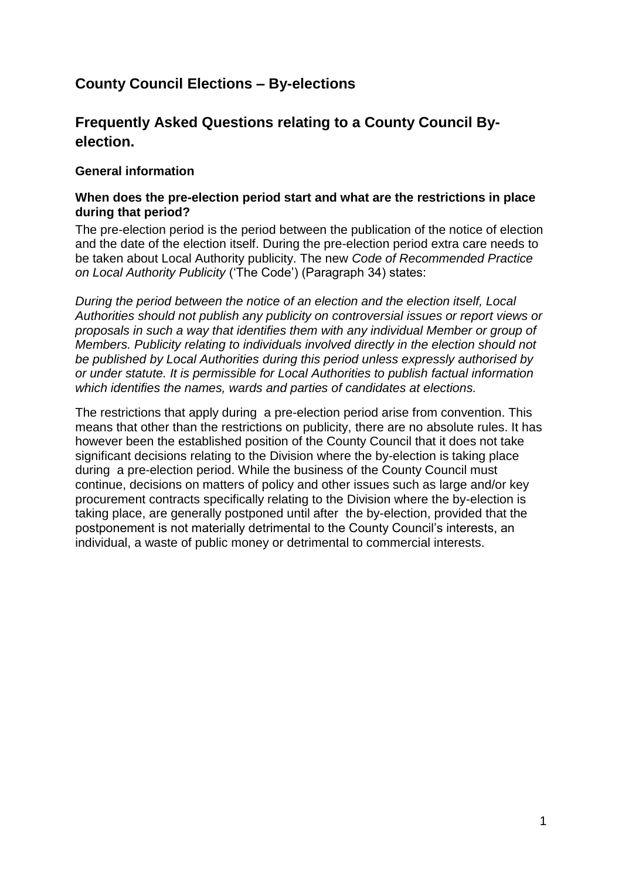## County Council Elections – By-elections

## Frequently Asked Questions relating to a County Council By-election.

### General information

#### When does the pre-election period start and what are the restrictions in place during that period?

The pre-election period is the period between the publication of the notice of election and the date of the election itself. During the pre-election period extra care needs to be taken about Local Authority publicity. The new *Code of Recommended Practice on Local Authority Publicity* ('The Code') (Paragraph 34) states:

*During the period between the notice of an election and the election itself, Local Authorities should not publish any publicity on controversial issues or report views or proposals in such a way that identifies them with any individual Member or group of Members. Publicity relating to individuals involved directly in the election should not be published by Local Authorities during this period unless expressly authorised by or under statute. It is permissible for Local Authorities to publish factual information which identifies the names, wards and parties of candidates at elections.*

The restrictions that apply during a pre-election period arise from convention. This means that other than the restrictions on publicity, there are no absolute rules. It has however been the established position of the County Council that it does not take significant decisions relating to the Division where the by-election is taking place during a pre-election period. While the business of the County Council must continue, decisions on matters of policy and other issues such as large and/or key procurement contracts specifically relating to the Division where the by-election is taking place, are generally postponed until after the by-election, provided that the postponement is not materially detrimental to the County Council's interests, an individual, a waste of public money or detrimental to commercial interests.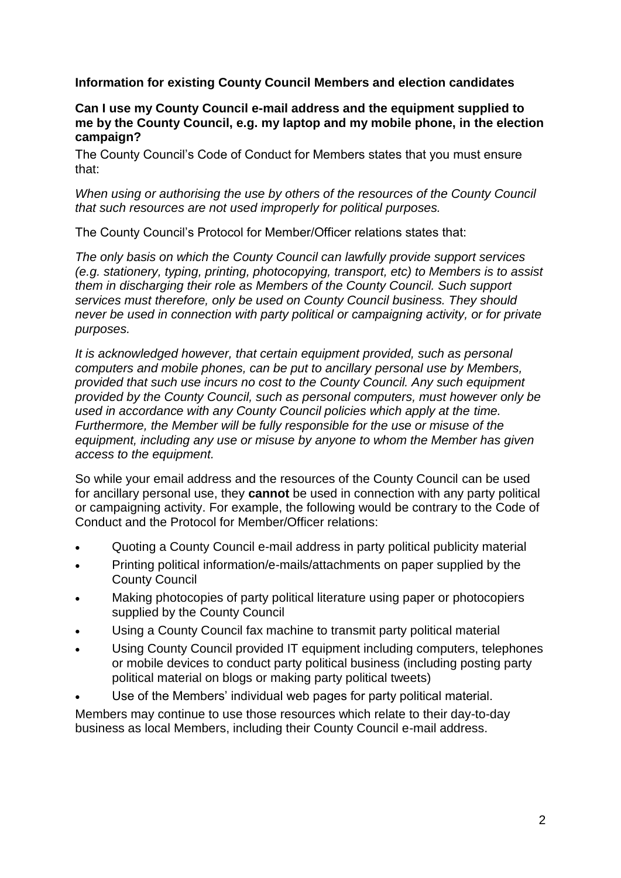**Information for existing County Council Members and election candidates**

**Can I use my County Council e-mail address and the equipment supplied to me by the County Council, e.g. my laptop and my mobile phone, in the election campaign?**

The County Council's Code of Conduct for Members states that you must ensure that:

*When using or authorising the use by others of the resources of the County Council that such resources are not used improperly for political purposes.*

The County Council's Protocol for Member/Officer relations states that:

*The only basis on which the County Council can lawfully provide support services (e.g. stationery, typing, printing, photocopying, transport, etc) to Members is to assist them in discharging their role as Members of the County Council. Such support services must therefore, only be used on County Council business. They should never be used in connection with party political or campaigning activity, or for private purposes.*

*It is acknowledged however, that certain equipment provided, such as personal computers and mobile phones, can be put to ancillary personal use by Members, provided that such use incurs no cost to the County Council. Any such equipment provided by the County Council, such as personal computers, must however only be used in accordance with any County Council policies which apply at the time. Furthermore, the Member will be fully responsible for the use or misuse of the equipment, including any use or misuse by anyone to whom the Member has given access to the equipment.*

So while your email address and the resources of the County Council can be used for ancillary personal use, they **cannot** be used in connection with any party political or campaigning activity. For example, the following would be contrary to the Code of Conduct and the Protocol for Member/Officer relations:

- Quoting a County Council e-mail address in party political publicity material
- Printing political information/e-mails/attachments on paper supplied by the County Council
- Making photocopies of party political literature using paper or photocopiers supplied by the County Council
- Using a County Council fax machine to transmit party political material
- Using County Council provided IT equipment including computers, telephones or mobile devices to conduct party political business (including posting party political material on blogs or making party political tweets)
- Use of the Members' individual web pages for party political material.

Members may continue to use those resources which relate to their day-to-day business as local Members, including their County Council e-mail address.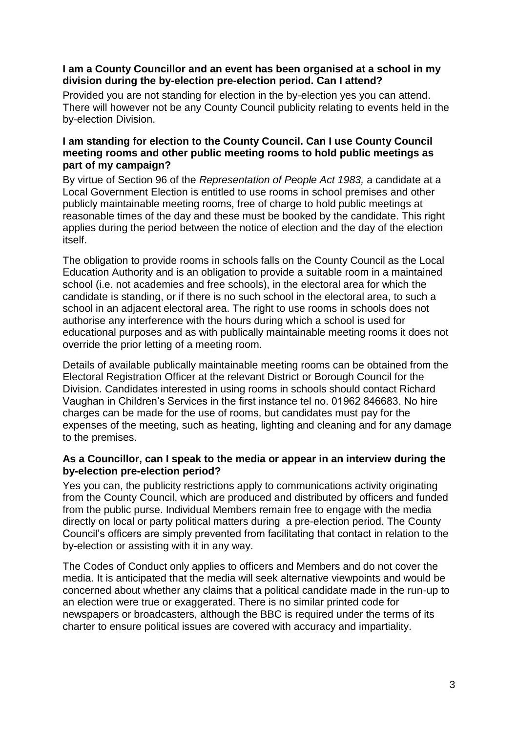**I am a County Councillor and an event has been organised at a school in my division during the by-election pre-election period. Can I attend?**

Provided you are not standing for election in the by-election yes you can attend. There will however not be any County Council publicity relating to events held in the by-election Division.

**I am standing for election to the County Council. Can I use County Council meeting rooms and other public meeting rooms to hold public meetings as part of my campaign?**

By virtue of Section 96 of the *Representation of People Act 1983,* a candidate at a Local Government Election is entitled to use rooms in school premises and other publicly maintainable meeting rooms, free of charge to hold public meetings at reasonable times of the day and these must be booked by the candidate. This right applies during the period between the notice of election and the day of the election itself.

The obligation to provide rooms in schools falls on the County Council as the Local Education Authority and is an obligation to provide a suitable room in a maintained school (i.e. not academies and free schools), in the electoral area for which the candidate is standing, or if there is no such school in the electoral area, to such a school in an adjacent electoral area. The right to use rooms in schools does not authorise any interference with the hours during which a school is used for educational purposes and as with publically maintainable meeting rooms it does not override the prior letting of a meeting room.

Details of available publically maintainable meeting rooms can be obtained from the Electoral Registration Officer at the relevant District or Borough Council for the Division. Candidates interested in using rooms in schools should contact Richard Vaughan in Children's Services in the first instance tel no. 01962 846683. No hire charges can be made for the use of rooms, but candidates must pay for the expenses of the meeting, such as heating, lighting and cleaning and for any damage to the premises.

**As a Councillor, can I speak to the media or appear in an interview during the by-election pre-election period?**

Yes you can, the publicity restrictions apply to communications activity originating from the County Council, which are produced and distributed by officers and funded from the public purse. Individual Members remain free to engage with the media directly on local or party political matters during a pre-election period. The County Council's officers are simply prevented from facilitating that contact in relation to the by-election or assisting with it in any way.

The Codes of Conduct only applies to officers and Members and do not cover the media. It is anticipated that the media will seek alternative viewpoints and would be concerned about whether any claims that a political candidate made in the run-up to an election were true or exaggerated. There is no similar printed code for newspapers or broadcasters, although the BBC is required under the terms of its charter to ensure political issues are covered with accuracy and impartiality.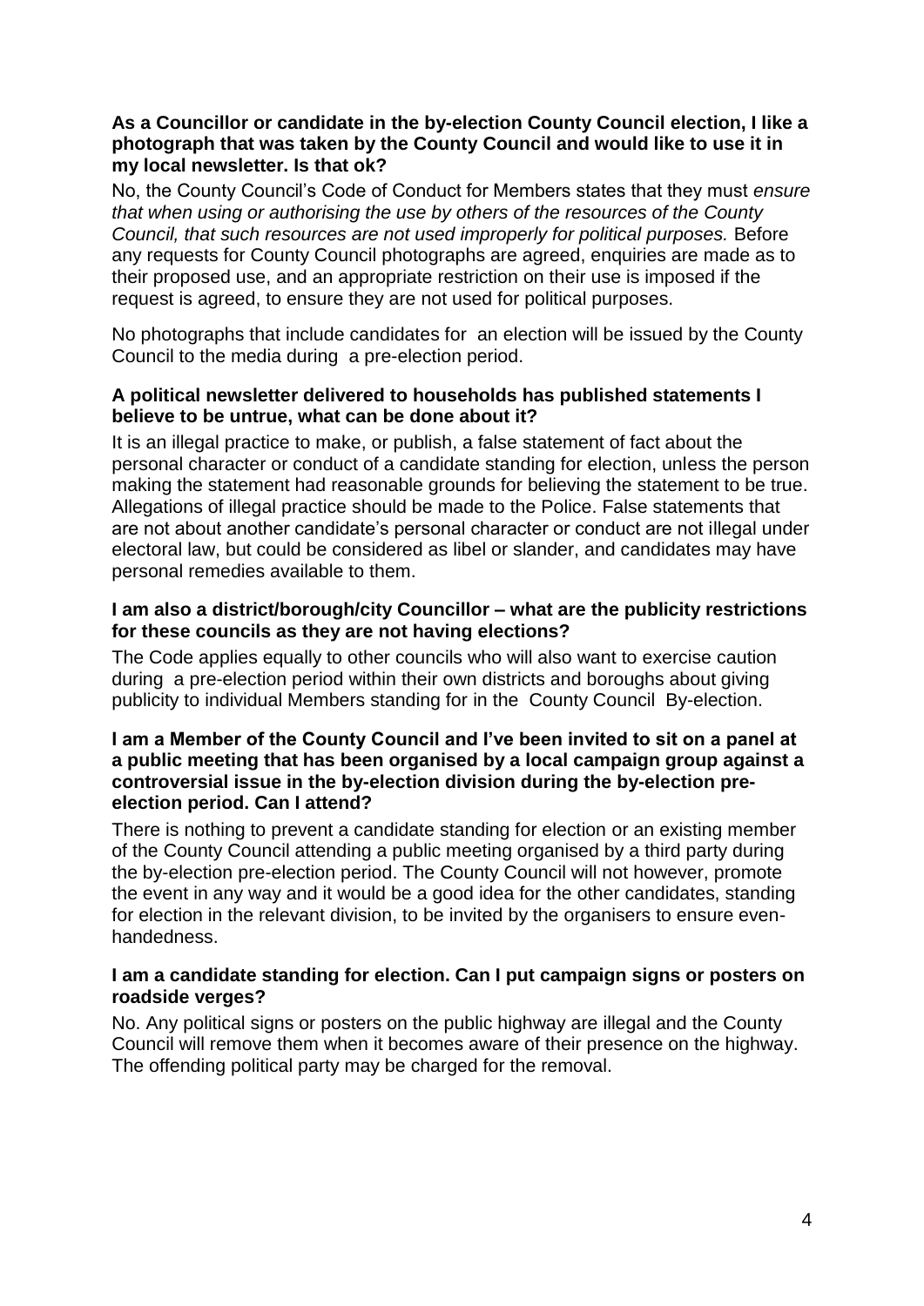**As a Councillor or candidate in the by-election County Council election, I like a photograph that was taken by the County Council and would like to use it in my local newsletter. Is that ok?**

No, the County Council's Code of Conduct for Members states that they must *ensure that when using or authorising the use by others of the resources of the County Council, that such resources are not used improperly for political purposes.* Before any requests for County Council photographs are agreed, enquiries are made as to their proposed use, and an appropriate restriction on their use is imposed if the request is agreed, to ensure they are not used for political purposes.

No photographs that include candidates for an election will be issued by the County Council to the media during a pre-election period.

**A political newsletter delivered to households has published statements I believe to be untrue, what can be done about it?**

It is an illegal practice to make, or publish, a false statement of fact about the personal character or conduct of a candidate standing for election, unless the person making the statement had reasonable grounds for believing the statement to be true. Allegations of illegal practice should be made to the Police. False statements that are not about another candidate's personal character or conduct are not illegal under electoral law, but could be considered as libel or slander, and candidates may have personal remedies available to them.

**I am also a district/borough/city Councillor – what are the publicity restrictions for these councils as they are not having elections?**

The Code applies equally to other councils who will also want to exercise caution during a pre-election period within their own districts and boroughs about giving publicity to individual Members standing for in the County Council By-election.

**I am a Member of the County Council and I've been invited to sit on a panel at a public meeting that has been organised by a local campaign group against a controversial issue in the by-election division during the by-election pre-election period. Can I attend?**

There is nothing to prevent a candidate standing for election or an existing member of the County Council attending a public meeting organised by a third party during the by-election pre-election period. The County Council will not however, promote the event in any way and it would be a good idea for the other candidates, standing for election in the relevant division, to be invited by the organisers to ensure even-handedness.

**I am a candidate standing for election. Can I put campaign signs or posters on roadside verges?**

No. Any political signs or posters on the public highway are illegal and the County Council will remove them when it becomes aware of their presence on the highway. The offending political party may be charged for the removal.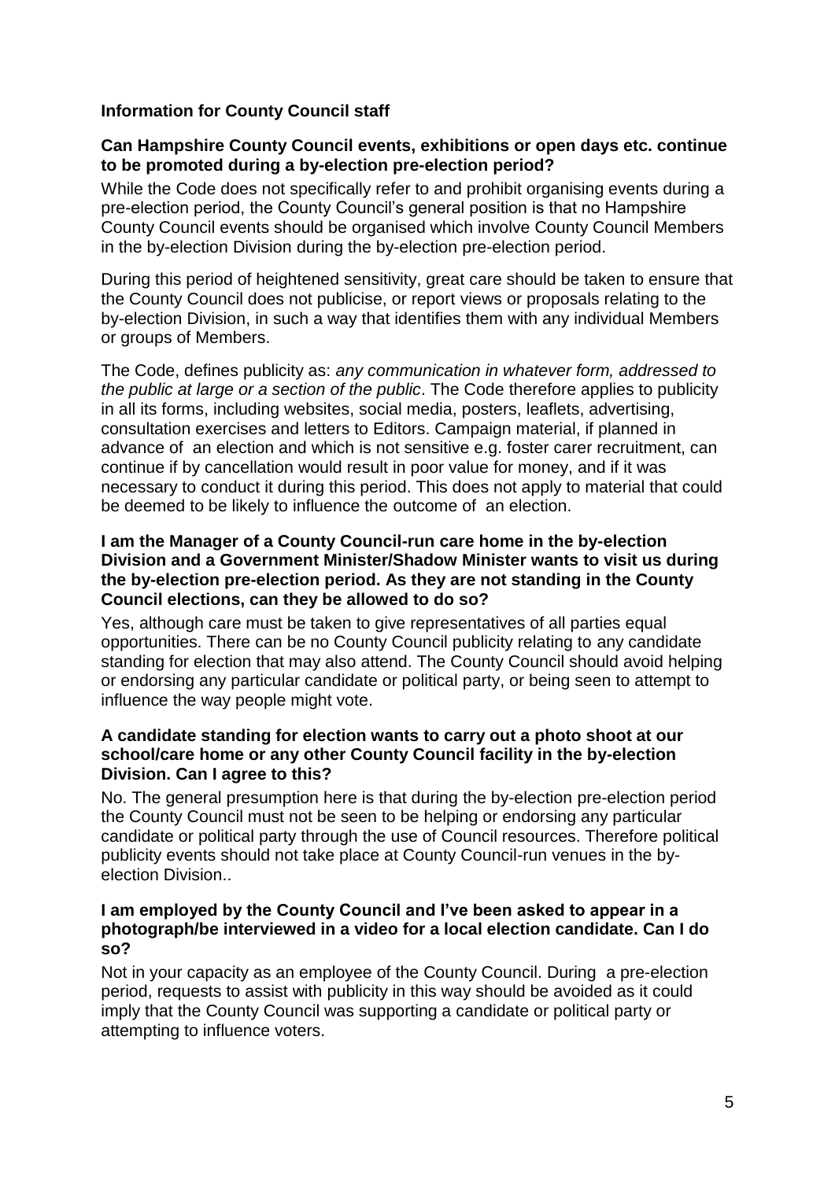**Information for County Council staff**

**Can Hampshire County Council events, exhibitions or open days etc. continue to be promoted during a by-election pre-election period?**

While the Code does not specifically refer to and prohibit organising events during a pre-election period, the County Council's general position is that no Hampshire County Council events should be organised which involve County Council Members in the by-election Division during the by-election pre-election period.

During this period of heightened sensitivity, great care should be taken to ensure that the County Council does not publicise, or report views or proposals relating to the by-election Division, in such a way that identifies them with any individual Members or groups of Members.

The Code, defines publicity as: *any communication in whatever form, addressed to the public at large or a section of the public*. The Code therefore applies to publicity in all its forms, including websites, social media, posters, leaflets, advertising, consultation exercises and letters to Editors. Campaign material, if planned in advance of an election and which is not sensitive e.g. foster carer recruitment, can continue if by cancellation would result in poor value for money, and if it was necessary to conduct it during this period. This does not apply to material that could be deemed to be likely to influence the outcome of an election.

**I am the Manager of a County Council-run care home in the by-election Division and a Government Minister/Shadow Minister wants to visit us during the by-election pre-election period. As they are not standing in the County Council elections, can they be allowed to do so?**

Yes, although care must be taken to give representatives of all parties equal opportunities. There can be no County Council publicity relating to any candidate standing for election that may also attend. The County Council should avoid helping or endorsing any particular candidate or political party, or being seen to attempt to influence the way people might vote.

**A candidate standing for election wants to carry out a photo shoot at our school/care home or any other County Council facility in the by-election Division. Can I agree to this?**

No. The general presumption here is that during the by-election pre-election period the County Council must not be seen to be helping or endorsing any particular candidate or political party through the use of Council resources. Therefore political publicity events should not take place at County Council-run venues in the by-election Division..

**I am employed by the County Council and I've been asked to appear in a photograph/be interviewed in a video for a local election candidate. Can I do so?**

Not in your capacity as an employee of the County Council. During a pre-election period, requests to assist with publicity in this way should be avoided as it could imply that the County Council was supporting a candidate or political party or attempting to influence voters.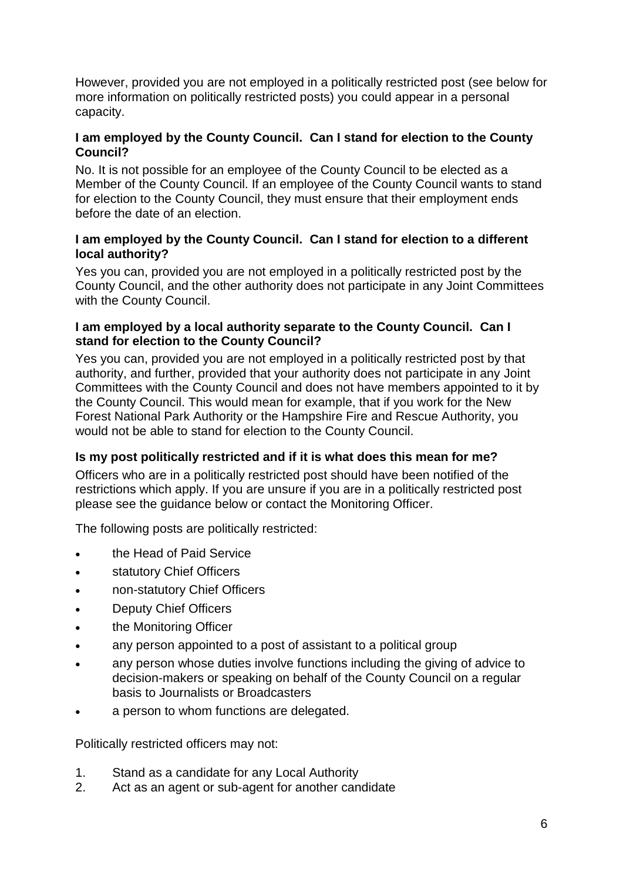However, provided you are not employed in a politically restricted post (see below for more information on politically restricted posts) you could appear in a personal capacity.

**I am employed by the County Council. Can I stand for election to the County Council?**

No. It is not possible for an employee of the County Council to be elected as a Member of the County Council. If an employee of the County Council wants to stand for election to the County Council, they must ensure that their employment ends before the date of an election.

**I am employed by the County Council. Can I stand for election to a different local authority?**

Yes you can, provided you are not employed in a politically restricted post by the County Council, and the other authority does not participate in any Joint Committees with the County Council.

**I am employed by a local authority separate to the County Council. Can I stand for election to the County Council?**

Yes you can, provided you are not employed in a politically restricted post by that authority, and further, provided that your authority does not participate in any Joint Committees with the County Council and does not have members appointed to it by the County Council. This would mean for example, that if you work for the New Forest National Park Authority or the Hampshire Fire and Rescue Authority, you would not be able to stand for election to the County Council.

**Is my post politically restricted and if it is what does this mean for me?**

Officers who are in a politically restricted post should have been notified of the restrictions which apply. If you are unsure if you are in a politically restricted post please see the guidance below or contact the Monitoring Officer.

The following posts are politically restricted:

- the Head of Paid Service
- statutory Chief Officers
- non-statutory Chief Officers
- Deputy Chief Officers
- the Monitoring Officer
- any person appointed to a post of assistant to a political group
- any person whose duties involve functions including the giving of advice to decision-makers or speaking on behalf of the County Council on a regular basis to Journalists or Broadcasters
- a person to whom functions are delegated.

Politically restricted officers may not:

1. Stand as a candidate for any Local Authority
2. Act as an agent or sub-agent for another candidate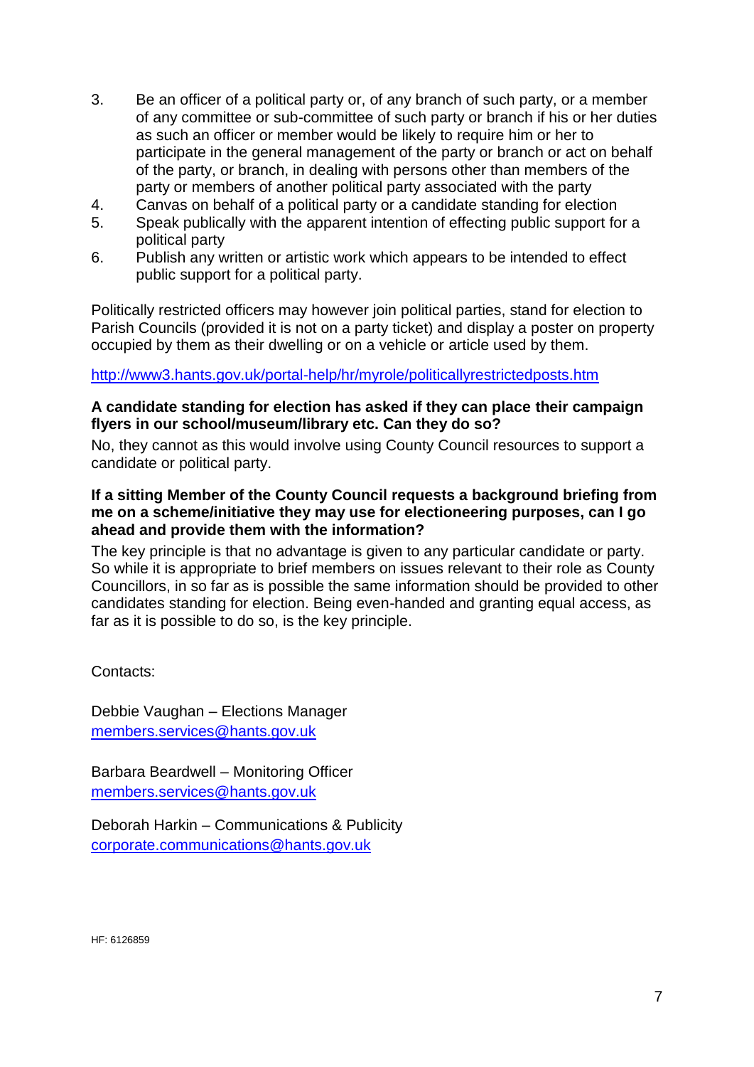3. Be an officer of a political party or, of any branch of such party, or a member of any committee or sub-committee of such party or branch if his or her duties as such an officer or member would be likely to require him or her to participate in the general management of the party or branch or act on behalf of the party, or branch, in dealing with persons other than members of the party or members of another political party associated with the party
4. Canvas on behalf of a political party or a candidate standing for election
5. Speak publically with the apparent intention of effecting public support for a political party
6. Publish any written or artistic work which appears to be intended to effect public support for a political party.

Politically restricted officers may however join political parties, stand for election to Parish Councils (provided it is not on a party ticket) and display a poster on property occupied by them as their dwelling or on a vehicle or article used by them.

http://www3.hants.gov.uk/portal-help/hr/myrole/politicallyrestrictedposts.htm

**A candidate standing for election has asked if they can place their campaign flyers in our school/museum/library etc. Can they do so?**

No, they cannot as this would involve using County Council resources to support a candidate or political party.

**If a sitting Member of the County Council requests a background briefing from me on a scheme/initiative they may use for electioneering purposes, can I go ahead and provide them with the information?**

The key principle is that no advantage is given to any particular candidate or party. So while it is appropriate to brief members on issues relevant to their role as County Councillors, in so far as is possible the same information should be provided to other candidates standing for election. Being even-handed and granting equal access, as far as it is possible to do so, is the key principle.

Contacts:

Debbie Vaughan – Elections Manager
members.services@hants.gov.uk

Barbara Beardwell – Monitoring Officer
members.services@hants.gov.uk

Deborah Harkin – Communications & Publicity
corporate.communications@hants.gov.uk

HF: 6126859